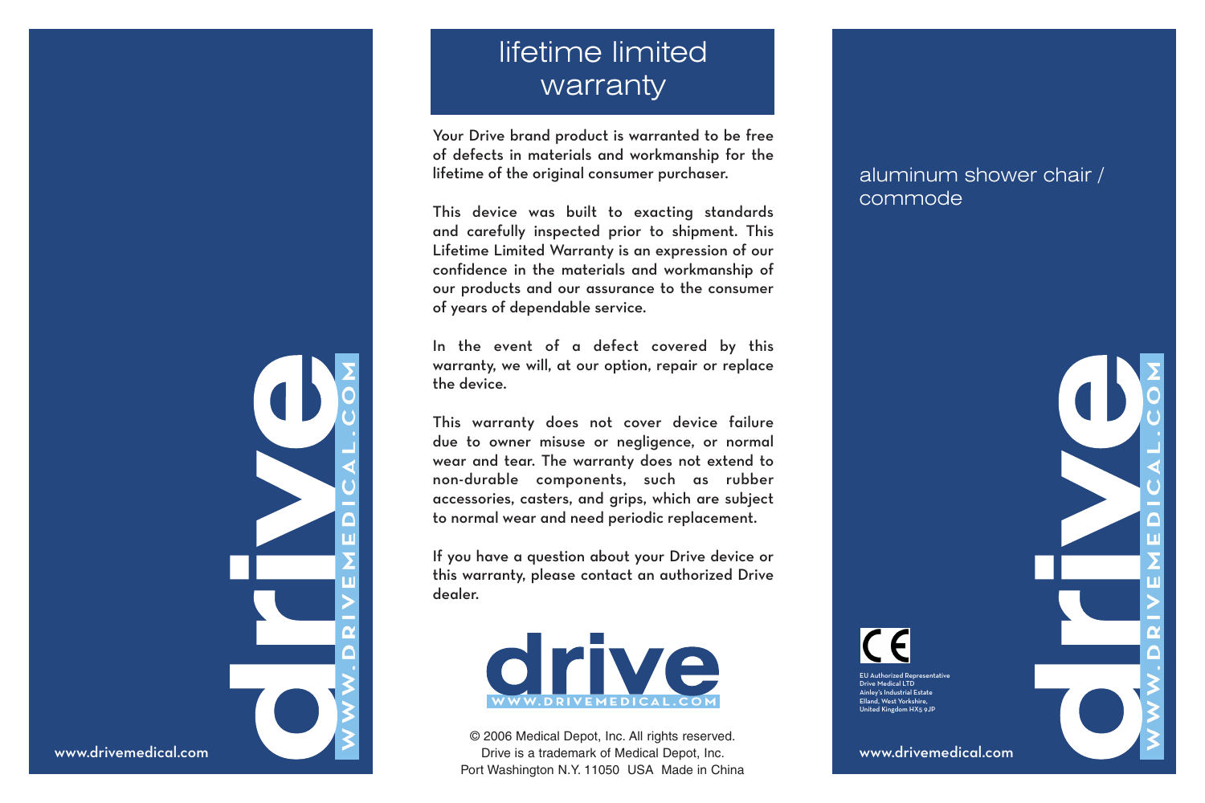www.drivemedical.com

drive

WWW.DRIVEMEDICAL.COM

# lifetime limited warranty

Your Drive brand product is warranted to be free of defects in materials and workmanship for the lifetime of the original consumer purchaser.

This device was built to exacting standards and carefully inspected prior to shipment. This Lifetime Limited Warranty is an expression of our confidence in the materials and workmanship of our products and our assurance to the consumer of years of dependable service.

In the event of a defect covered by this warranty, we will, at our option, repair or replace the device.

This warranty does not cover device failure due to owner misuse or negligence, or normal wear and tear. The warranty does not extend to non-durable components, such as rubber accessories, casters, and grips, which are subject to normal wear and need periodic replacement.

If you have a question about your Drive device or this warranty, please contact an authorized Drive dealer.

drive

WWW.DRIVEMEDICAL.COM

© 2006 Medical Depot, Inc. All rights reserved.
Drive is a trademark of Medical Depot, Inc.
Port Washington N.Y. 11050 USA Made in China

# aluminum shower chair / commode

CE

EU Authorized Representative
Drive Medical LTD
Ainley's Industrial Estate
Elland, West Yorkshire,
United Kingdom HX5 9JP

www.drivemedical.com

drive

WWW.DRIVEMEDICAL.COM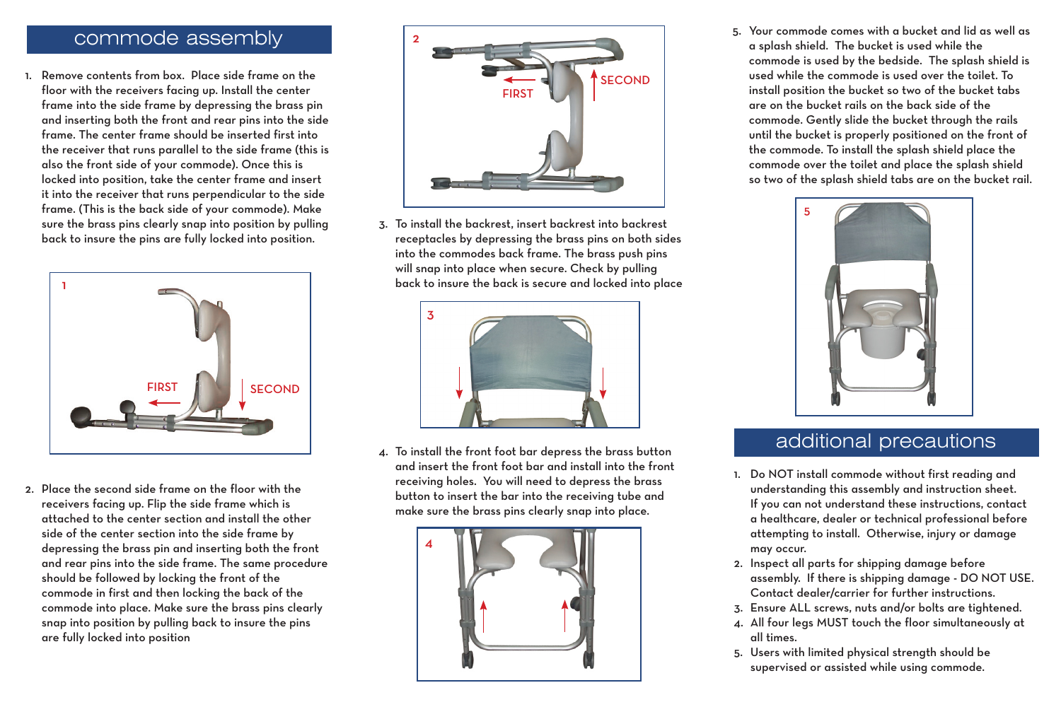## commode assembly

1. Remove contents from box. Place side frame on the floor with the receivers facing up. Install the center frame into the side frame by depressing the brass pin and inserting both the front and rear pins into the side frame. The center frame should be inserted first into the receiver that runs parallel to the side frame (this is also the front side of your commode). Once this is locked into position, take the center frame and insert it into the receiver that runs perpendicular to the side frame. (This is the back side of your commode). Make sure the brass pins clearly snap into position by pulling back to insure the pins are fully locked into position.

1

FIRST

SECOND

2. Place the second side frame on the floor with the receivers facing up. Flip the side frame which is attached to the center section and install the other side of the center section into the side frame by depressing the brass pin and inserting both the front and rear pins into the side frame. The same procedure should be followed by locking the front of the commode in first and then locking the back of the commode into place. Make sure the brass pins clearly snap into position by pulling back to insure the pins are fully locked into position

2

FIRST

SECOND

3. To install the backrest, insert backrest into backrest receptacles by depressing the brass pins on both sides into the commodes back frame. The brass push pins will snap into place when secure. Check by pulling back to insure the back is secure and locked into place

3

4. To install the front foot bar depress the brass button and insert the front foot bar and install into the front receiving holes. You will need to depress the brass button to insert the bar into the receiving tube and make sure the brass pins clearly snap into place.

4

5. Your commode comes with a bucket and lid as well as a splash shield. The bucket is used while the commode is used by the bedside. The splash shield is used while the commode is used over the toilet. To install position the bucket so two of the bucket tabs are on the bucket rails on the back side of the commode. Gently slide the bucket through the rails until the bucket is properly positioned on the front of the commode. To install the splash shield place the commode over the toilet and place the splash shield so two of the splash shield tabs are on the bucket rail.

5

## additional precautions

1. Do NOT install commode without first reading and understanding this assembly and instruction sheet. If you can not understand these instructions, contact a healthcare, dealer or technical professional before attempting to install. Otherwise, injury or damage may occur.
2. Inspect all parts for shipping damage before assembly. If there is shipping damage - DO NOT USE. Contact dealer/carrier for further instructions.
3. Ensure ALL screws, nuts and/or bolts are tightened.
4. All four legs MUST touch the floor simultaneously at all times.
5. Users with limited physical strength should be supervised or assisted while using commode.